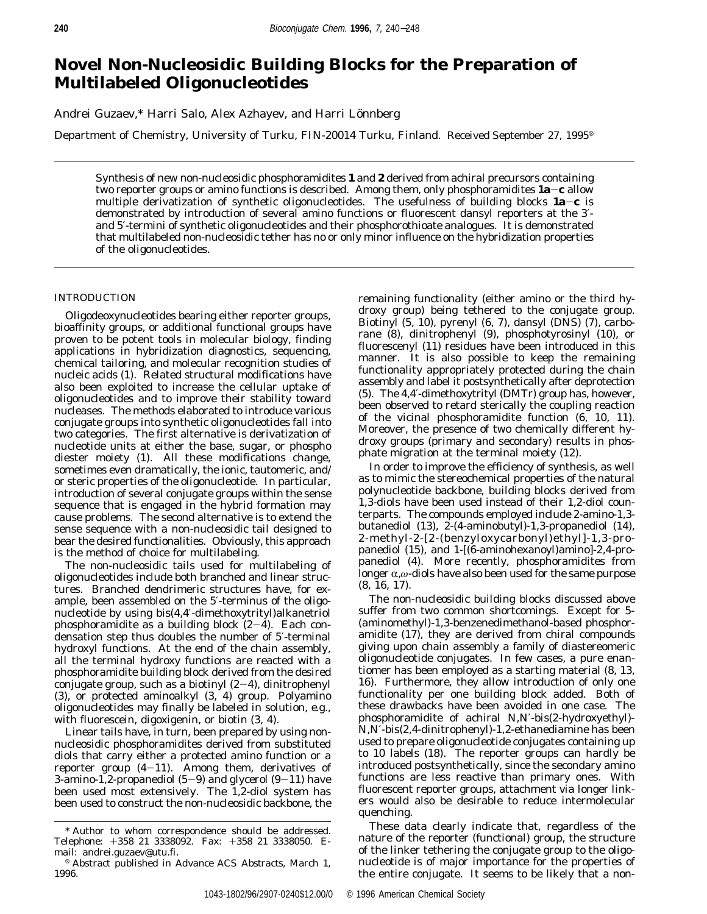# Novel Non-Nucleosidic Building Blocks for the Preparation of Multilabeled Oligonucleotides

Andrei Guzaev,* Harri Salo, Alex Azhayev, and Harri Lönnberg

Department of Chemistry, University of Turku, FIN-20014 Turku, Finland. Received September 27, 1995®

Synthesis of new non-nucleosidic phosphoramidites **1** and **2** derived from achiral precursors containing two reporter groups or amino functions is described. Among them, only phosphoramidites **1a**–**c** allow multiple derivatization of synthetic oligonucleotides. The usefulness of building blocks **1a**–**c** is demonstrated by introduction of several amino functions or fluorescent dansyl reporters at the 3′- and 5′-termini of synthetic oligonucleotides and their phosphorothioate analogues. It is demonstrated that multilabeled non-nucleosidic tether has no or only minor influence on the hybridization properties of the oligonucleotides.

## INTRODUCTION

Oligodeoxynucleotides bearing either reporter groups, bioaffinity groups, or additional functional groups have proven to be potent tools in molecular biology, finding applications in hybridization diagnostics, sequencing, chemical tailoring, and molecular recognition studies of nucleic acids (1). Related structural modifications have also been exploited to increase the cellular uptake of oligonucleotides and to improve their stability toward nucleases. The methods elaborated to introduce various conjugate groups into synthetic oligonucleotides fall into two categories. The first alternative is derivatization of nucleotide units at either the base, sugar, or phospho diester moiety (1). All these modifications change, sometimes even dramatically, the ionic, tautomeric, and/or steric properties of the oligonucleotide. In particular, introduction of several conjugate groups within the sense sequence that is engaged in the hybrid formation may cause problems. The second alternative is to extend the sense sequence with a non-nucleosidic tail designed to bear the desired functionalities. Obviously, this approach is the method of choice for multilabeling.

The non-nucleosidic tails used for multilabeling of oligonucleotides include both branched and linear structures. Branched dendrimeric structures have, for example, been assembled on the 5′-terminus of the oligonucleotide by using bis(4,4′-dimethoxytrityl)alkanetriol phosphoramidite as a building block (2–4). Each condensation step thus doubles the number of 5′-terminal hydroxyl functions. At the end of the chain assembly, all the terminal hydroxy functions are reacted with a phosphoramidite building block derived from the desired conjugate group, such as a biotinyl (2–4), dinitrophenyl (3), or protected aminoalkyl (3, 4) group. Polyamino oligonucleotides may finally be labeled in solution, e.g., with fluorescein, digoxigenin, or biotin (3, 4).

Linear tails have, in turn, been prepared by using non-nucleosidic phosphoramidites derived from substituted diols that carry either a protected amino function or a reporter group (4–11). Among them, derivatives of 3-amino-1,2-propanediol (5–9) and glycerol (9–11) have been used most extensively. The 1,2-diol system has been used to construct the non-nucleosidic backbone, the remaining functionality (either amino or the third hydroxy group) being tethered to the conjugate group. Biotinyl (5, 10), pyrenyl (6, 7), dansyl (DNS) (7), carborane (8), dinitrophenyl (9), phosphotyrosinyl (10), or fluorescenyl (11) residues have been introduced in this manner. It is also possible to keep the remaining functionality appropriately protected during the chain assembly and label it postsynthetically after deprotection (5). The 4,4′-dimethoxytrityl (DMTr) group has, however, been observed to retard sterically the coupling reaction of the vicinal phosphoramidite function (6, 10, 11). Moreover, the presence of two chemically different hydroxy groups (primary and secondary) results in phosphate migration at the terminal moiety (12).

In order to improve the efficiency of synthesis, as well as to mimic the stereochemical properties of the natural polynucleotide backbone, building blocks derived from 1,3-diols have been used instead of their 1,2-diol counterparts. The compounds employed include 2-amino-1,3-butanediol (13), 2-(4-aminobutyl)-1,3-propanediol (14), 2-methyl-2-[2-(benzyloxycarbonyl)ethyl]-1,3-propanediol (15), and 1-[(6-aminohexanoyl)amino]-2,4-propanediol (4). More recently, phosphoramidites from longer α,ω-diols have also been used for the same purpose (8, 16, 17).

The non-nucleosidic building blocks discussed above suffer from two common shortcomings. Except for 5-(aminomethyl)-1,3-benzenedimethanol-based phosphoramidite (17), they are derived from chiral compounds giving upon chain assembly a family of diastereomeric oligonucleotide conjugates. In few cases, a pure enantiomer has been employed as a starting material (8, 13, 16). Furthermore, they allow introduction of only one functionality per one building block added. Both of these drawbacks have been avoided in one case. The phosphoramidite of achiral N,N′-bis(2-hydroxyethyl)-N,N′-bis(2,4-dinitrophenyl)-1,2-ethanediamine has been used to prepare oligonucleotide conjugates containing up to 10 labels (18). The reporter groups can hardly be introduced postsynthetically, since the secondary amino functions are less reactive than primary ones. With fluorescent reporter groups, attachment via longer linkers would also be desirable to reduce intermolecular quenching.

These data clearly indicate that, regardless of the nature of the reporter (functional) group, the structure of the linker tethering the conjugate group to the oligonucleotide is of major importance for the properties of the entire conjugate. It seems to be likely that a non-

\* Author to whom correspondence should be addressed. Telephone: +358 21 3338092. Fax: +358 21 3338050. E-mail: andrei.guzaev@utu.fi.

® Abstract published in Advance ACS Abstracts, March 1, 1996.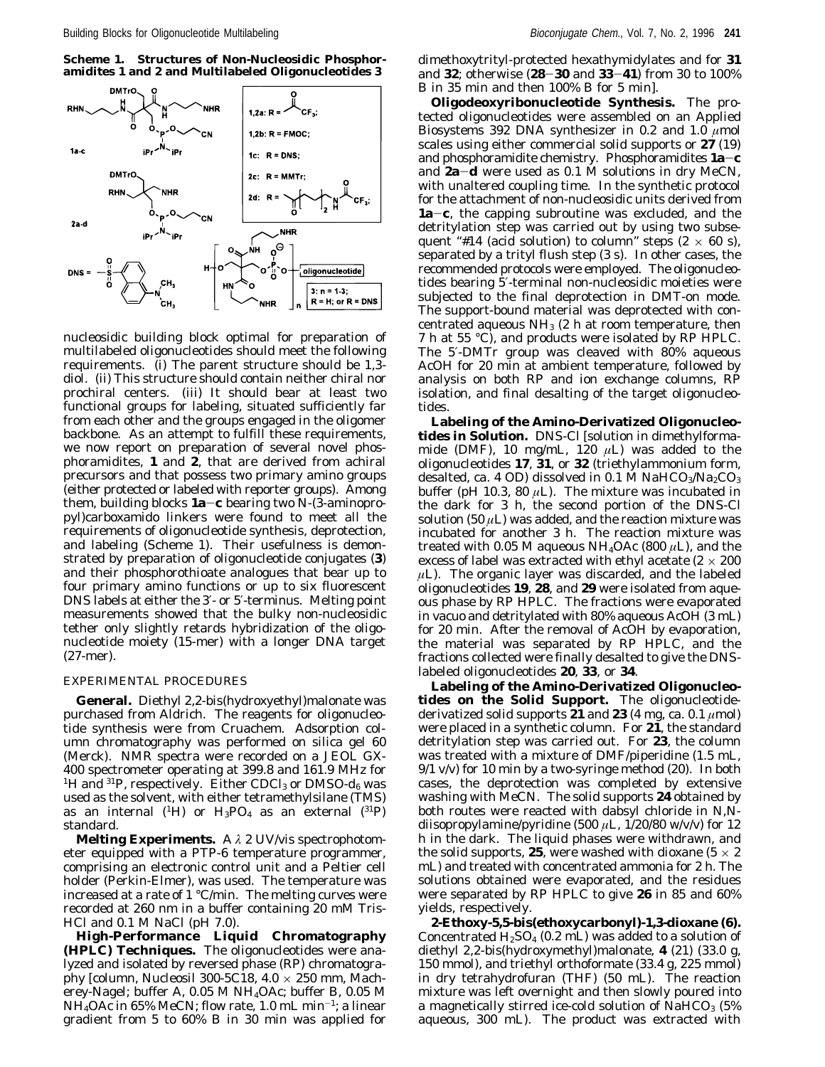**Scheme 1. Structures of Non-Nucleosidic Phosphoramidites 1 and 2 and Multilabeled Oligonucleotides 3**

1,2a: R = $COCF_3$;
1,2b: R = FMOC;
1c: R = DNS;
2c: R = MMTr;
2d: R = $CO(CH_2)_2NHCOCF_3$;
3: n = 1-3; R = H; or R = DNS

nucleosidic building block optimal for preparation of multilabeled oligonucleotides should meet the following requirements. (i) The parent structure should be 1,3-diol. (ii) This structure should contain neither chiral nor prochiral centers. (iii) It should bear at least two functional groups for labeling, situated sufficiently far from each other and the groups engaged in the oligomer backbone. As an attempt to fulfill these requirements, we now report on preparation of several novel phosphoramidites, **1** and **2**, that are derived from achiral precursors and that possess two primary amino groups (either protected or labeled with reporter groups). Among them, building blocks **1a**–**c** bearing two N-(3-aminopropyl)carboxamido linkers were found to meet all the requirements of oligonucleotide synthesis, deprotection, and labeling (Scheme 1). Their usefulness is demonstrated by preparation of oligonucleotide conjugates (**3**) and their phosphorothioate analogues that bear up to four primary amino functions or up to six fluorescent DNS labels at either the 3′- or 5′-terminus. Melting point measurements showed that the bulky non-nucleosidic tether only slightly retards hybridization of the oligonucleotide moiety (15-mer) with a longer DNA target (27-mer).

## EXPERIMENTAL PROCEDURES

**General.** Diethyl 2,2-bis(hydroxyethyl)malonate was purchased from Aldrich. The reagents for oligonucleotide synthesis were from Cruachem. Adsorption column chromatography was performed on silica gel 60 (Merck). NMR spectra were recorded on a JEOL GX-400 spectrometer operating at 399.8 and 161.9 MHz for $^1H$ and $^{31}P$, respectively. Either $CDCl_3$ or DMSO-$d_6$ was used as the solvent, with either tetramethylsilane (TMS) as an internal ($^1H$) or $H_3PO_4$ as an external ($^{31}P$) standard.

**Melting Experiments.** A λ 2 UV/vis spectrophotometer equipped with a PTP-6 temperature programmer, comprising an electronic control unit and a Peltier cell holder (Perkin-Elmer), was used. The temperature was increased at a rate of 1 °C/min. The melting curves were recorded at 260 nm in a buffer containing 20 mM Tris-HCl and 0.1 M NaCl (pH 7.0).

**High-Performance Liquid Chromatography (HPLC) Techniques.** The oligonucleotides were analyzed and isolated by reversed phase (RP) chromatography [column, Nucleosil 300-5C18, 4.0 × 250 mm, Macherey-Nagel; buffer A, 0.05 M $NH_4OAc$; buffer B, 0.05 M $NH_4OAc$ in 65% MeCN; flow rate, 1.0 mL min$^{-1}$; a linear gradient from 5 to 60% B in 30 min was applied for dimethoxytrityl-protected hexathymidylates and for **31** and **32**; otherwise (**28**–**30** and **33**–**41**) from 30 to 100% B in 35 min and then 100% B for 5 min].

**Oligodeoxyribonucleotide Synthesis.** The protected oligonucleotides were assembled on an Applied Biosystems 392 DNA synthesizer in 0.2 and 1.0 μmol scales using either commercial solid supports or **27** (19) and phosphoramidite chemistry. Phosphoramidites **1a**–**c** and **2a**–**d** were used as 0.1 M solutions in dry MeCN, with unaltered coupling time. In the synthetic protocol for the attachment of non-nucleosidic units derived from **1a**–**c**, the capping subroutine was excluded, and the detritylation step was carried out by using two subsequent "#14 (acid solution) to column" steps (2 × 60 s), separated by a trityl flush step (3 s). In other cases, the recommended protocols were employed. The oligonucleotides bearing 5′-terminal non-nucleosidic moieties were subjected to the final deprotection in DMT-on mode. The support-bound material was deprotected with concentrated aqueous $NH_3$ (2 h at room temperature, then 7 h at 55 °C), and products were isolated by RP HPLC. The 5′-DMTr group was cleaved with 80% aqueous AcOH for 20 min at ambient temperature, followed by analysis on both RP and ion exchange columns, RP isolation, and final desalting of the target oligonucleotides.

**Labeling of the Amino-Derivatized Oligonucleotides in Solution.** DNS-Cl [solution in dimethylformamide (DMF), 10 mg/mL, 120 μL) was added to the oligonucleotides **17**, **31**, or **32** (triethylammonium form, desalted, ca. 4 OD) dissolved in 0.1 M $NaHCO_3/Na_2CO_3$ buffer (pH 10.3, 80 μL). The mixture was incubated in the dark for 3 h, the second portion of the DNS-Cl solution (50 μL) was added, and the reaction mixture was incubated for another 3 h. The reaction mixture was treated with 0.05 M aqueous $NH_4OAc$ (800 μL), and the excess of label was extracted with ethyl acetate (2 × 200 μL). The organic layer was discarded, and the labeled oligonucleotides **19**, **28**, and **29** were isolated from aqueous phase by RP HPLC. The fractions were evaporated in vacuo and detritylated with 80% aqueous AcOH (3 mL) for 20 min. After the removal of AcOH by evaporation, the material was separated by RP HPLC, and the fractions collected were finally desalted to give the DNS-labeled oligonucleotides **20**, **33**, or **34**.

**Labeling of the Amino-Derivatized Oligonucleotides on the Solid Support.** The oligonucleotide-derivatized solid supports **21** and **23** (4 mg, ca. 0.1 μmol) were placed in a synthetic column. For **21**, the standard detritylation step was carried out. For **23**, the column was treated with a mixture of DMF/piperidine (1.5 mL, 9/1 v/v) for 10 min by a two-syringe method (20). In both cases, the deprotection was completed by extensive washing with MeCN. The solid supports **24** obtained by both routes were reacted with dabsyl chloride in N,N-diisopropylamine/pyridine (500 μL, 1/20/80 w/v/v) for 12 h in the dark. The liquid phases were withdrawn, and the solid supports, **25**, were washed with dioxane (5 × 2 mL) and treated with concentrated ammonia for 2 h. The solutions obtained were evaporated, and the residues were separated by RP HPLC to give **26** in 85 and 60% yields, respectively.

**2-Ethoxy-5,5-bis(ethoxycarbonyl)-1,3-dioxane (6).** Concentrated $H_2SO_4$ (0.2 mL) was added to a solution of diethyl 2,2-bis(hydroxymethyl)malonate, **4** (21) (33.0 g, 150 mmol), and triethyl orthoformate (33.4 g, 225 mmol) in dry tetrahydrofuran (THF) (50 mL). The reaction mixture was left overnight and then slowly poured into a magnetically stirred ice-cold solution of $NaHCO_3$ (5% aqueous, 300 mL). The product was extracted with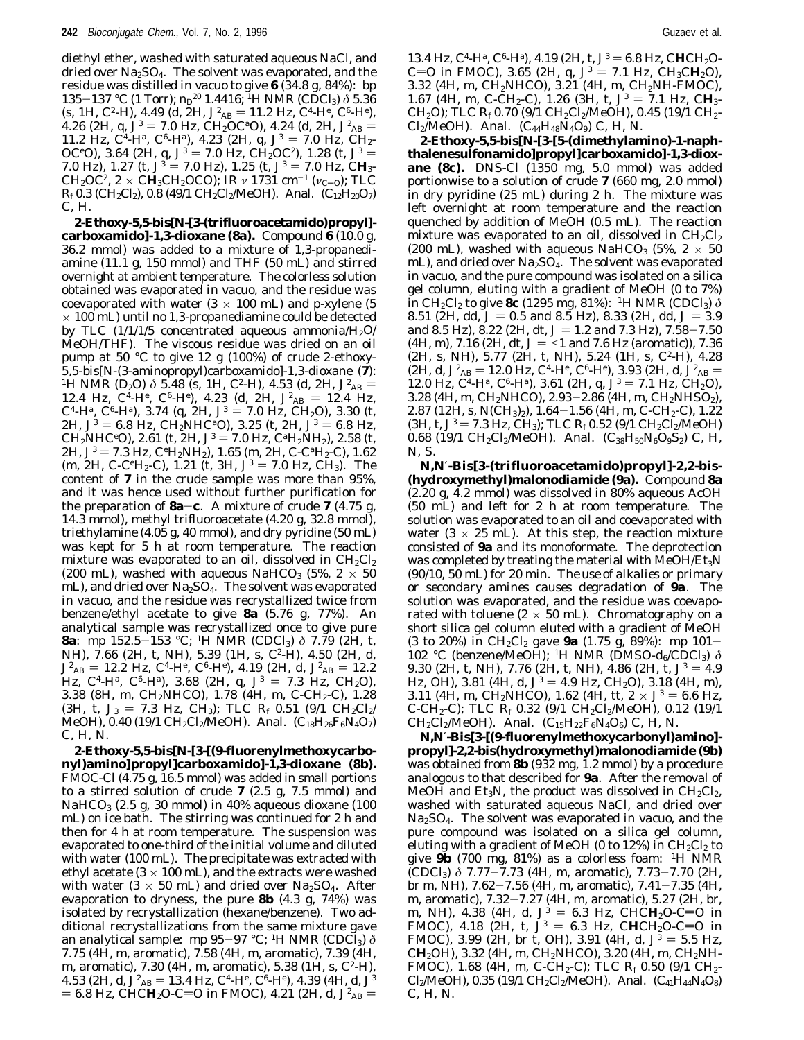diethyl ether, washed with saturated aqueous NaCl, and dried over $Na_2SO_4$. The solvent was evaporated, and the residue was distilled in vacuo to give **6** (34.8 g, 84%): bp 135–137 °C (1 Torr); $n_D^{20}$ 1.4416; $^1$H NMR ($CDCl_3$) δ 5.36 (s, 1H, C$^2$-H), 4.49 (d, 2H, $J^2_{AB}$ = 11.2 Hz, C$^4$-H$^e$, C$^6$-H$^e$), 4.26 (2H, q, $J^3$ = 7.0 Hz, CH$_2$OC$^a$O), 4.24 (d, 2H, $J^2_{AB}$ = 11.2 Hz, C$^4$-H$^a$, C$^6$-H$^a$), 4.23 (2H, q, $J^3$ = 7.0 Hz, CH$_2$-OC$^e$O), 3.64 (2H, q, $J^3$ = 7.0 Hz, CH$_2$OC$^2$), 1.28 (t, $J^3$ = 7.0 Hz), 1.27 (t, $J^3$ = 7.0 Hz), 1.25 (t, $J^3$ = 7.0 Hz, C**H**$_3$-CH$_2$OC$^2$, 2 × C**H**$_3$CH$_2$OCO); IR ν 1731 cm$^{-1}$ ($\nu_{C=O}$); TLC $R_f$ 0.3 ($CH_2Cl_2$), 0.8 (49/1 $CH_2Cl_2$/MeOH). Anal. ($C_{12}H_{20}O_7$) C, H.

**2-Ethoxy-5,5-bis[N-[3-(trifluoroacetamido)propyl]-carboxamido]-1,3-dioxane (8a).** Compound **6** (10.0 g, 36.2 mmol) was added to a mixture of 1,3-propanediamine (11.1 g, 150 mmol) and THF (50 mL) and stirred overnight at ambient temperature. The colorless solution obtained was evaporated in vacuo, and the residue was coevaporated with water (3 × 100 mL) and p-xylene (5 × 100 mL) until no 1,3-propanediamine could be detected by TLC (1/1/1/5 concentrated aqueous ammonia/$H_2O$/MeOH/THF). The viscous residue was dried on an oil pump at 50 °C to give 12 g (100%) of crude 2-ethoxy-5,5-bis[N-(3-aminopropyl)carboxamido]-1,3-dioxane (**7**): $^1$H NMR ($D_2O$) δ 5.48 (s, 1H, C$^2$-H), 4.53 (d, 2H, $J^2_{AB}$ = 12.4 Hz, C$^4$-H$^e$, C$^6$-H$^e$), 4.23 (d, 2H, $J^2_{AB}$ = 12.4 Hz, C$^4$-H$^a$, C$^6$-H$^a$), 3.74 (q, 2H, $J^3$ = 7.0 Hz, CH$_2$O), 3.30 (t, 2H, $J^3$ = 6.8 Hz, CH$_2$NHC$^a$O), 3.25 (t, 2H, $J^3$ = 6.8 Hz, CH$_2$NHC$^e$O), 2.61 (t, 2H, $J^3$ = 7.0 Hz, C$^a$H$_2$NH$_2$), 2.58 (t, 2H, $J^3$ = 7.3 Hz, C$^e$H$_2$NH$_2$), 1.65 (m, 2H, C-C$^a$H$_2$-C), 1.62 (m, 2H, C-C$^e$H$_2$-C), 1.21 (t, 3H, $J^3$ = 7.0 Hz, CH$_3$). The content of **7** in the crude sample was more than 95%, and it was hence used without further purification for the preparation of **8a–c**. A mixture of crude **7** (4.75 g, 14.3 mmol), methyl trifluoroacetate (4.20 g, 32.8 mmol), triethylamine (4.05 g, 40 mmol), and dry pyridine (50 mL) was kept for 5 h at room temperature. The reaction mixture was evaporated to an oil, dissolved in $CH_2Cl_2$ (200 mL), washed with aqueous $NaHCO_3$ (5%, 2 × 50 mL), and dried over $Na_2SO_4$. The solvent was evaporated in vacuo, and the residue was recrystallized twice from benzene/ethyl acetate to give **8a** (5.76 g, 77%). An analytical sample was recrystallized once to give pure **8a**: mp 152.5–153 °C; $^1$H NMR ($CDCl_3$) δ 7.79 (2H, t, NH), 7.66 (2H, t, NH), 5.39 (1H, s, C$^2$-H), 4.50 (2H, d, $J^2_{AB}$ = 12.2 Hz, C$^4$-H$^e$, C$^6$-H$^e$), 4.19 (2H, d, $J^2_{AB}$ = 12.2 Hz, C$^4$-H$^a$, C$^6$-H$^a$), 3.68 (2H, q, $J^3$ = 7.3 Hz, CH$_2$O), 3.38 (8H, m, CH$_2$NHCO), 1.78 (4H, m, C-CH$_2$-C), 1.28 (3H, t, $J_3$ = 7.3 Hz, CH$_3$); TLC $R_f$ 0.51 (9/1 $CH_2Cl_2$/MeOH), 0.40 (19/1 $CH_2Cl_2$/MeOH). Anal. ($C_{18}H_{26}F_6N_4O_7$) C, H, N.

**2-Ethoxy-5,5-bis[N-[3-[(9-fluorenylmethoxycarbonyl)amino]propyl]carboxamido]-1,3-dioxane (8b).** FMOC-Cl (4.75 g, 16.5 mmol) was added in small portions to a stirred solution of crude **7** (2.5 g, 7.5 mmol) and $NaHCO_3$ (2.5 g, 30 mmol) in 40% aqueous dioxane (100 mL) on ice bath. The stirring was continued for 2 h and then for 4 h at room temperature. The suspension was evaporated to one-third of the initial volume and diluted with water (100 mL). The precipitate was extracted with ethyl acetate (3 × 100 mL), and the extracts were washed with water (3 × 50 mL) and dried over $Na_2SO_4$. After evaporation to dryness, the pure **8b** (4.3 g, 74%) was isolated by recrystallization (hexane/benzene). Two additional recrystallizations from the same mixture gave an analytical sample: mp 95–97 °C; $^1$H NMR ($CDCl_3$) δ 7.75 (4H, m, aromatic), 7.58 (4H, m, aromatic), 7.39 (4H, m, aromatic), 7.30 (4H, m, aromatic), 5.38 (1H, s, C$^2$-H), 4.53 (2H, d, $J^2_{AB}$ = 13.4 Hz, C$^4$-H$^e$, C$^6$-H$^e$), 4.39 (4H, d, $J^3$ = 6.8 Hz, CHC**H**$_2$O-C=O in FMOC), 4.21 (2H, d, $J^2_{AB}$ = 13.4 Hz, C$^4$-H$^a$, C$^6$-H$^a$), 4.19 (2H, t, $J^3$ = 6.8 Hz, C**H**CH$_2$O-C=O in FMOC), 3.65 (2H, q, $J^3$ = 7.1 Hz, CH$_3$C**H**$_2$O), 3.32 (4H, m, CH$_2$NHCO), 3.21 (4H, m, CH$_2$NH-FMOC), 1.67 (4H, m, C-CH$_2$-C), 1.26 (3H, t, $J^3$ = 7.1 Hz, C**H**$_3$-CH$_2$O); TLC $R_f$ 0.70 (9/1 $CH_2Cl_2$/MeOH), 0.45 (19/1 $CH_2Cl_2$/MeOH). Anal. ($C_{44}H_{48}N_4O_9$) C, H, N.

**2-Ethoxy-5,5-bis[N-[3-[5-(dimethylamino)-1-naphthalenesulfonamido]propyl]carboxamido]-1,3-dioxane (8c).** DNS-Cl (1350 mg, 5.0 mmol) was added portionwise to a solution of crude **7** (660 mg, 2.0 mmol) in dry pyridine (25 mL) during 2 h. The mixture was left overnight at room temperature and the reaction quenched by addition of MeOH (0.5 mL). The reaction mixture was evaporated to an oil, dissolved in $CH_2Cl_2$ (200 mL), washed with aqueous $NaHCO_3$ (5%, 2 × 50 mL), and dried over $Na_2SO_4$. The solvent was evaporated in vacuo, and the pure compound was isolated on a silica gel column, eluting with a gradient of MeOH (0 to 7%) in $CH_2Cl_2$ to give **8c** (1295 mg, 81%): $^1$H NMR ($CDCl_3$) δ 8.51 (2H, dd, $J$ = 0.5 and 8.5 Hz), 8.33 (2H, dd, $J$ = 3.9 and 8.5 Hz), 8.22 (2H, dt, $J$ = 1.2 and 7.3 Hz), 7.58–7.50 (4H, m), 7.16 (2H, dt, $J$ = <1 and 7.6 Hz (aromatic)), 7.36 (2H, s, NH), 5.77 (2H, t, NH), 5.24 (1H, s, C$^2$-H), 4.28 (2H, d, $J^2_{AB}$ = 12.0 Hz, C$^4$-H$^e$, C$^6$-H$^e$), 3.93 (2H, d, $J^2_{AB}$ = 12.0 Hz, C$^4$-H$^a$, C$^6$-H$^a$), 3.61 (2H, q, $J^3$ = 7.1 Hz, CH$_2$O), 3.28 (4H, m, CH$_2$NHCO), 2.93–2.86 (4H, m, CH$_2$NHSO$_2$), 2.87 (12H, s, N(CH$_3$)$_2$), 1.64–1.56 (4H, m, C-CH$_2$-C), 1.22 (3H, t, $J^3$ = 7.3 Hz, CH$_3$); TLC $R_f$ 0.52 (9/1 $CH_2Cl_2$/MeOH) 0.68 (19/1 $CH_2Cl_2$/MeOH). Anal. ($C_{38}H_{50}N_6O_9S_2$) C, H, N, S.

**N,N′-Bis[3-(trifluoroacetamido)propyl]-2,2-bis(hydroxymethyl)malonodiamide (9a).** Compound **8a** (2.20 g, 4.2 mmol) was dissolved in 80% aqueous AcOH (50 mL) and left for 2 h at room temperature. The solution was evaporated to an oil and coevaporated with water (3 × 25 mL). At this step, the reaction mixture consisted of **9a** and its monoformate. The deprotection was completed by treating the material with MeOH/$Et_3N$ (90/10, 50 mL) for 20 min. The use of alkalies or primary or secondary amines causes degradation of **9a**. The solution was evaporated, and the residue was coevaporated with toluene (2 × 50 mL). Chromatography on a short silica gel column eluted with a gradient of MeOH (3 to 20%) in $CH_2Cl_2$ gave **9a** (1.75 g, 89%): mp 101–102 °C (benzene/MeOH); $^1$H NMR (DMSO-$d_6$/$CDCl_3$) δ 9.30 (2H, t, NH), 7.76 (2H, t, NH), 4.86 (2H, t, $J^3$ = 4.9 Hz, OH), 3.81 (4H, d, $J^3$ = 4.9 Hz, CH$_2$O), 3.18 (4H, m), 3.11 (4H, m, CH$_2$NHCO), 1.62 (4H, tt, 2 × $J^3$ = 6.6 Hz, C-CH$_2$-C); TLC $R_f$ 0.32 (9/1 $CH_2Cl_2$/MeOH), 0.12 (19/1 $CH_2Cl_2$/MeOH). Anal. ($C_{15}H_{22}F_6N_4O_6$) C, H, N.

**N,N′-Bis[3-[(9-fluorenylmethoxycarbonyl)amino]-propyl]-2,2-bis(hydroxymethyl)malonodiamide (9b)** was obtained from **8b** (932 mg, 1.2 mmol) by a procedure analogous to that described for **9a**. After the removal of MeOH and $Et_3N$, the product was dissolved in $CH_2Cl_2$, washed with saturated aqueous NaCl, and dried over $Na_2SO_4$. The solvent was evaporated in vacuo, and the pure compound was isolated on a silica gel column, eluting with a gradient of MeOH (0 to 12%) in $CH_2Cl_2$ to give **9b** (700 mg, 81%) as a colorless foam: $^1$H NMR ($CDCl_3$) δ 7.77–7.73 (4H, m, aromatic), 7.73–7.70 (2H, br m, NH), 7.62–7.56 (4H, m, aromatic), 7.41–7.35 (4H, m, aromatic), 7.32–7.27 (4H, m, aromatic), 5.27 (2H, br, m, NH), 4.38 (4H, d, $J^3$ = 6.3 Hz, CHC**H**$_2$O-C=O in FMOC), 4.18 (2H, t, $J^3$ = 6.3 Hz, C**H**CH$_2$O-C=O in FMOC), 3.99 (2H, br t, OH), 3.91 (4H, d, $J^3$ = 5.5 Hz, C**H**$_2$OH), 3.32 (4H, m, CH$_2$NHCO), 3.20 (4H, m, CH$_2$NH-FMOC), 1.68 (4H, m, C-CH$_2$-C); TLC $R_f$ 0.50 (9/1 $CH_2Cl_2$/MeOH), 0.35 (19/1 $CH_2Cl_2$/MeOH). Anal. ($C_{41}H_{44}N_4O_8$) C, H, N.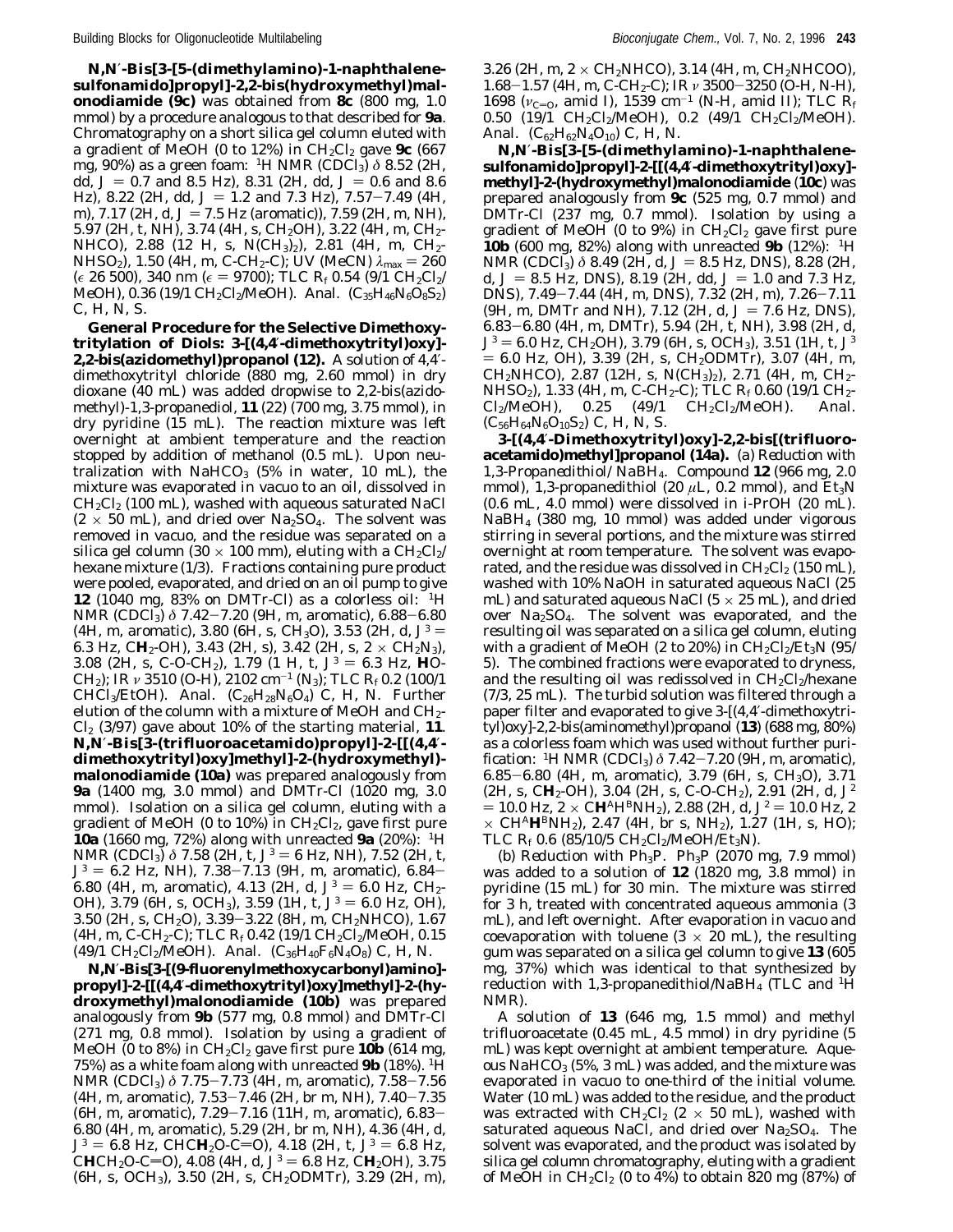**N,N′-Bis[3-[5-(dimethylamino)-1-naphthalenesulfonamido]propyl]-2,2-bis(hydroxymethyl)malonodiamide (9c)** was obtained from **8c** (800 mg, 1.0 mmol) by a procedure analogous to that described for **9a**. Chromatography on a short silica gel column eluted with a gradient of MeOH (0 to 12%) in $CH_2Cl_2$ gave **9c** (667 mg, 90%) as a green foam: $^1$H NMR ($CDCl_3$) δ 8.52 (2H, dd, $J$ = 0.7 and 8.5 Hz), 8.31 (2H, dd, $J$ = 0.6 and 8.6 Hz), 8.22 (2H, dd, $J$ = 1.2 and 7.3 Hz), 7.57–7.49 (4H, m), 7.17 (2H, d, $J$ = 7.5 Hz (aromatic)), 7.59 (2H, m, NH), 5.97 (2H, t, NH), 3.74 (4H, s, $CH_2OH$), 3.22 (4H, m, $CH_2$-NHCO), 2.88 (12 H, s, $N(CH_3)_2$), 2.81 (4H, m, $CH_2$-$NHSO_2$), 1.50 (4H, m, C-$CH_2$-C); UV (MeCN) $\lambda_{max}$ = 260 (ε 26 500), 340 nm (ε = 9700); TLC $R_f$ 0.54 (9/1 $CH_2Cl_2$/MeOH), 0.36 (19/1 $CH_2Cl_2$/MeOH). Anal. ($C_{35}H_{46}N_6O_8S_2$) C, H, N, S.

**General Procedure for the Selective Dimethoxytritylation of Diols: 3-[(4,4′-dimethoxytrityl)oxy]-2,2-bis(azidomethyl)propanol (12).** A solution of 4,4′-dimethoxytrityl chloride (880 mg, 2.60 mmol) in dry dioxane (40 mL) was added dropwise to 2,2-bis(azidomethyl)-1,3-propanediol, **11** (22) (700 mg, 3.75 mmol), in dry pyridine (15 mL). The reaction mixture was left overnight at ambient temperature and the reaction stopped by addition of methanol (0.5 mL). Upon neutralization with $NaHCO_3$ (5% in water, 10 mL), the mixture was evaporated in vacuo to an oil, dissolved in $CH_2Cl_2$ (100 mL), washed with aqueous saturated NaCl (2 × 50 mL), and dried over $Na_2SO_4$. The solvent was removed in vacuo, and the residue was separated on a silica gel column (30 × 100 mm), eluting with a $CH_2Cl_2$/hexane mixture (1/3). Fractions containing pure product were pooled, evaporated, and dried on an oil pump to give **12** (1040 mg, 83% on DMTr-Cl) as a colorless oil: $^1$H NMR ($CDCl_3$) δ 7.42–7.20 (9H, m, aromatic), 6.88–6.80 (4H, m, aromatic), 3.80 (6H, s, $CH_3O$), 3.53 (2H, d, $J^3$ = 6.3 Hz, C**H**$_2$-OH), 3.43 (2H, s), 3.42 (2H, s, 2 × $CH_2N_3$), 3.08 (2H, s, C-O-$CH_2$), 1.79 (1 H, t, $J^3$ = 6.3 Hz, **H**O-$CH_2$); IR ν 3510 (O-H), 2102 $cm^{-1}$ ($N_3$); TLC $R_f$ 0.2 (100/1 $CHCl_3$/EtOH). Anal. ($C_{26}H_{28}N_6O_4$) C, H, N. Further elution of the column with a mixture of MeOH and $CH_2Cl_2$ (3/97) gave about 10% of the starting material, **11**.

**N,N′-Bis[3-(trifluoroacetamido)propyl]-2-[[(4,4′-dimethoxytrityl)oxy]methyl]-2-(hydroxymethyl)-malonodiamide (10a)** was prepared analogously from **9a** (1400 mg, 3.0 mmol) and DMTr-Cl (1020 mg, 3.0 mmol). Isolation on a silica gel column, eluting with a gradient of MeOH (0 to 10%) in $CH_2Cl_2$, gave first pure **10a** (1660 mg, 72%) along with unreacted **9a** (20%): $^1$H NMR ($CDCl_3$) δ 7.58 (2H, t, $J^3$ = 6 Hz, NH), 7.52 (2H, t, $J^3$ = 6.2 Hz, NH), 7.38–7.13 (9H, m, aromatic), 6.84–6.80 (4H, m, aromatic), 4.13 (2H, d, $J^3$ = 6.0 Hz, $CH_2$-OH), 3.79 (6H, s, $OCH_3$), 3.59 (1H, t, $J^3$ = 6.0 Hz, OH), 3.50 (2H, s, $CH_2O$), 3.39–3.22 (8H, m, $CH_2NHCO$), 1.67 (4H, m, C-$CH_2$-C); TLC $R_f$ 0.42 (19/1 $CH_2Cl_2$/MeOH, 0.15 (49/1 $CH_2Cl_2$/MeOH). Anal. ($C_{36}H_{40}F_6N_4O_8$) C, H, N.

**N,N′-Bis[3-[(9-fluorenylmethoxycarbonyl)amino]-propyl]-2-[[(4,4′-dimethoxytrityl)oxy]methyl]-2-(hydroxymethyl)malonodiamide (10b)** was prepared analogously from **9b** (577 mg, 0.8 mmol) and DMTr-Cl (271 mg, 0.8 mmol). Isolation by using a gradient of MeOH (0 to 8%) in $CH_2Cl_2$ gave first pure **10b** (614 mg, 75%) as a white foam along with unreacted **9b** (18%). $^1$H NMR ($CDCl_3$) δ 7.75–7.73 (4H, m, aromatic), 7.58–7.56 (4H, m, aromatic), 7.53–7.46 (2H, br m, NH), 7.40–7.35 (6H, m, aromatic), 7.29–7.16 (11H, m, aromatic), 6.83–6.80 (4H, m, aromatic), 5.29 (2H, br m, NH), 4.36 (4H, d, $J^3$ = 6.8 Hz, CHC**H**$_2$O-C=O), 4.18 (2H, t, $J^3$ = 6.8 Hz, C**H**$CH_2$O-C=O), 4.08 (4H, d, $J^3$ = 6.8 Hz, C**H**$_2$OH), 3.75 (6H, s, $OCH_3$), 3.50 (2H, s, $CH_2$ODMTr), 3.29 (2H, m), 3.26 (2H, m, 2 × $CH_2NHCO$), 3.14 (4H, m, $CH_2NHCOO$), 1.68–1.57 (4H, m, C-$CH_2$-C); IR ν 3500–3250 (O-H, N-H), 1698 ($\nu_{C=O}$, amid I), 1539 $cm^{-1}$ (N-H, amid II); TLC $R_f$ 0.50 (19/1 $CH_2Cl_2$/MeOH), 0.2 (49/1 $CH_2Cl_2$/MeOH). Anal. ($C_{62}H_{62}N_4O_{10}$) C, H, N.

**N,N′-Bis[3-[5-(dimethylamino)-1-naphthalenesulfonamido]propyl]-2-[[(4,4′-dimethoxytrityl)oxy]-methyl]-2-(hydroxymethyl)malonodiamide (10c)** was prepared analogously from **9c** (525 mg, 0.7 mmol) and DMTr-Cl (237 mg, 0.7 mmol). Isolation by using a gradient of MeOH (0 to 9%) in $CH_2Cl_2$ gave first pure **10b** (600 mg, 82%) along with unreacted **9b** (12%): $^1$H NMR ($CDCl_3$) δ 8.49 (2H, d, $J$ = 8.5 Hz, DNS), 8.28 (2H, d, $J$ = 8.5 Hz, DNS), 8.19 (2H, dd, $J$ = 1.0 and 7.3 Hz, DNS), 7.49–7.44 (4H, m, DNS), 7.32 (2H, m), 7.26–7.11 (9H, m, DMTr and NH), 7.12 (2H, d, $J$ = 7.6 Hz, DNS), 6.83–6.80 (4H, m, DMTr), 5.94 (2H, t, NH), 3.98 (2H, d, $J^3$ = 6.0 Hz, $CH_2OH$), 3.79 (6H, s, $OCH_3$), 3.51 (1H, t, $J^3$ = 6.0 Hz, OH), 3.39 (2H, s, $CH_2$ODMTr), 3.07 (4H, m, $CH_2NHCO$), 2.87 (12H, s, $N(CH_3)_2$), 2.71 (4H, m, $CH_2$-$NHSO_2$), 1.33 (4H, m, C-$CH_2$-C); TLC $R_f$ 0.60 (19/1 $CH_2Cl_2$/MeOH), 0.25 (49/1 $CH_2Cl_2$/MeOH). Anal. ($C_{56}H_{64}N_6O_{10}S_2$) C, H, N, S.

**3-[(4,4′-Dimethoxytrityl)oxy]-2,2-bis[(trifluoroacetamido)methyl]propanol (14a).** (a) Reduction with 1,3-Propanedithiol/$NaBH_4$. Compound **12** (966 mg, 2.0 mmol), 1,3-propanedithiol (20 μL, 0.2 mmol), and $Et_3N$ (0.6 mL, 4.0 mmol) were dissolved in i-PrOH (20 mL). $NaBH_4$ (380 mg, 10 mmol) was added under vigorous stirring in several portions, and the mixture was stirred overnight at room temperature. The solvent was evaporated, and the residue was dissolved in $CH_2Cl_2$ (150 mL), washed with 10% NaOH in saturated aqueous NaCl (25 mL) and saturated aqueous NaCl (5 × 25 mL), and dried over $Na_2SO_4$. The solvent was evaporated, and the resulting oil was separated on a silica gel column, eluting with a gradient of MeOH (2 to 20%) in $CH_2Cl_2$/$Et_3N$ (95/5). The combined fractions were evaporated to dryness, and the resulting oil was redissolved in $CH_2Cl_2$/hexane (7/3, 25 mL). The turbid solution was filtered through a paper filter and evaporated to give 3-[(4,4′-dimethoxytrityl)oxy]-2,2-bis(aminomethyl)propanol (**13**) (688 mg, 80%) as a colorless foam which was used without further purification: $^1$H NMR ($CDCl_3$) δ 7.42–7.20 (9H, m, aromatic), 6.85–6.80 (4H, m, aromatic), 3.79 (6H, s, $CH_3O$), 3.71 (2H, s, C**H**$_2$-OH), 3.04 (2H, s, C-O-$CH_2$), 2.91 (2H, d, $J^2$ = 10.0 Hz, 2 × C**H**$^A$H$^B$$NH_2$), 2.88 (2H, d, $J^2$ = 10.0 Hz, 2 × CH$^A$**H**$^B$$NH_2$), 2.47 (4H, br s, $NH_2$), 1.27 (1H, s, HO); TLC $R_f$ 0.6 (85/10/5 $CH_2Cl_2$/MeOH/$Et_3N$).

(b) Reduction with $Ph_3P$. $Ph_3P$ (2070 mg, 7.9 mmol) was added to a solution of **12** (1820 mg, 3.8 mmol) in pyridine (15 mL) for 30 min. The mixture was stirred for 3 h, treated with concentrated aqueous ammonia (3 mL), and left overnight. After evaporation in vacuo and coevaporation with toluene (3 × 20 mL), the resulting gum was separated on a silica gel column to give **13** (605 mg, 37%) which was identical to that synthesized by reduction with 1,3-propanedithiol/$NaBH_4$ (TLC and $^1$H NMR).

A solution of **13** (646 mg, 1.5 mmol) and methyl trifluoroacetate (0.45 mL, 4.5 mmol) in dry pyridine (5 mL) was kept overnight at ambient temperature. Aqueous $NaHCO_3$ (5%, 3 mL) was added, and the mixture was evaporated in vacuo to one-third of the initial volume. Water (10 mL) was added to the residue, and the product was extracted with $CH_2Cl_2$ (2 × 50 mL), washed with saturated aqueous NaCl, and dried over $Na_2SO_4$. The solvent was evaporated, and the product was isolated by silica gel column chromatography, eluting with a gradient of MeOH in $CH_2Cl_2$ (0 to 4%) to obtain 820 mg (87%) of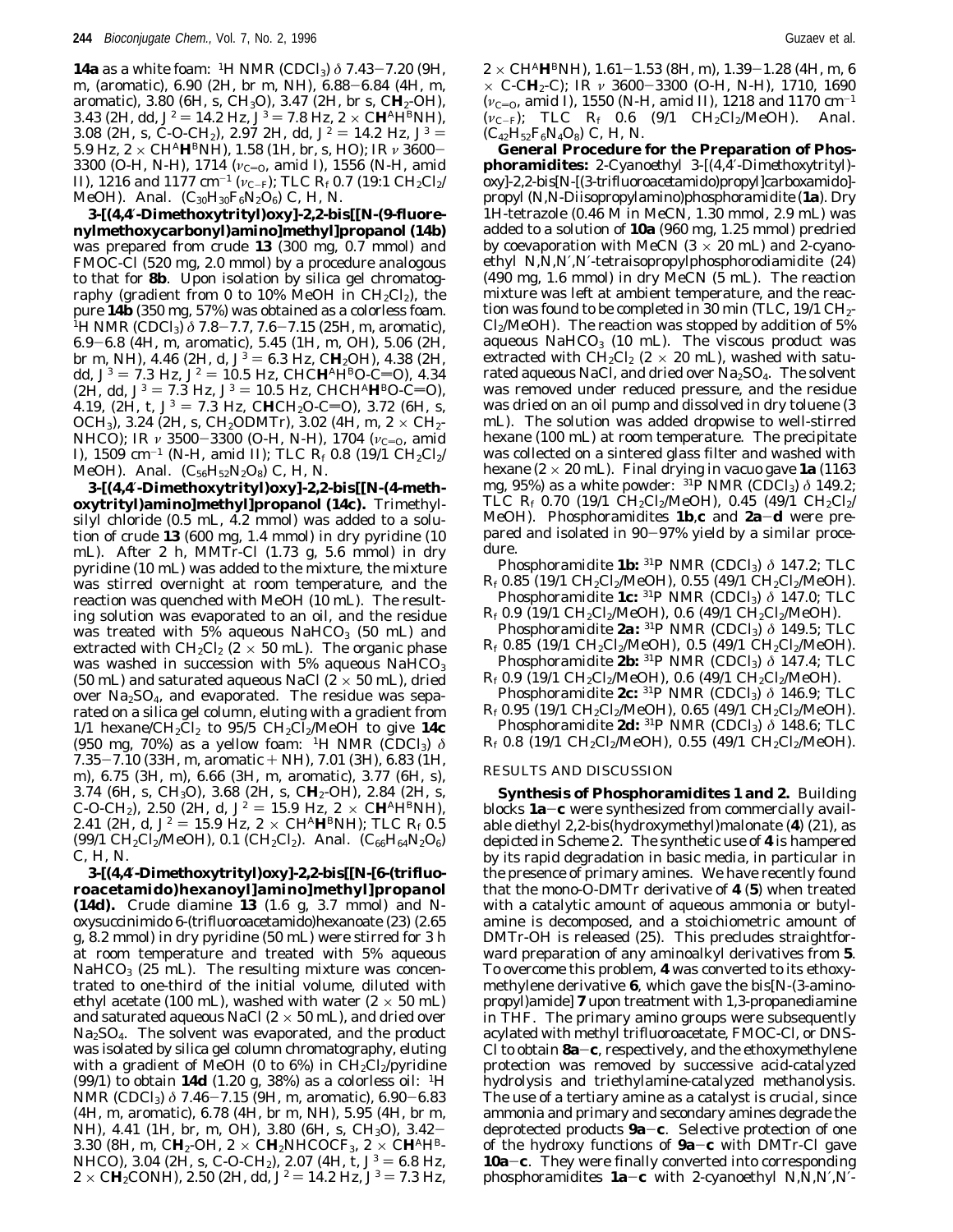**14a** as a white foam: $^1$H NMR ($CDCl_3$) δ 7.43–7.20 (9H, m, (aromatic), 6.90 (2H, br m, NH), 6.88–6.84 (4H, m, aromatic), 3.80 (6H, s, $CH_3O$), 3.47 (2H, br s, C**H**$_2$-OH), 3.43 (2H, dd, $J^2$ = 14.2 Hz, $J^3$ = 7.8 Hz, 2 × C**H**$^A$H$^B$NH), 3.08 (2H, s, C-O-$CH_2$), 2.97 2H, dd, $J^2$ = 14.2 Hz, $J^3$ = 5.9 Hz, 2 × CH$^A$**H**$^B$NH), 1.58 (1H, br, s, HO); IR ν 3600–3300 (O-H, N-H), 1714 ($\nu_{C=O}$, amid I), 1556 (N-H, amid II), 1216 and 1177 cm$^{-1}$ ($\nu_{C-F}$); TLC $R_f$ 0.7 (19:1 $CH_2Cl_2$/MeOH). Anal. ($C_{30}H_{30}F_6N_2O_6$) C, H, N.

**3-[(4,4′-Dimethoxytrityl)oxy]-2,2-bis[[N-(9-fluorenylmethoxycarbonyl)amino]methyl]propanol (14b)** was prepared from crude **13** (300 mg, 0.7 mmol) and FMOC-Cl (520 mg, 2.0 mmol) by a procedure analogous to that for **8b**. Upon isolation by silica gel chromatography (gradient from 0 to 10% MeOH in $CH_2Cl_2$), the pure **14b** (350 mg, 57%) was obtained as a colorless foam. $^1$H NMR ($CDCl_3$) δ 7.8–7.7, 7.6–7.15 (25H, m, aromatic), 6.9–6.8 (4H, m, aromatic), 5.45 (1H, m, OH), 5.06 (2H, br m, NH), 4.46 (2H, d, $J^3$ = 6.3 Hz, C**H**$_2$OH), 4.38 (2H, dd, $J^3$ = 7.3 Hz, $J^2$ = 10.5 Hz, CHC**H**$^A$H$^B$O-C=O), 4.34 (2H, dd, $J^3$ = 7.3 Hz, $J^3$ = 10.5 Hz, CHCH$^A$**H**$^B$O-C=O), 4.19, (2H, t, $J^3$ = 7.3 Hz, C**H**$CH_2$O-C=O), 3.72 (6H, s, $OCH_3$), 3.24 (2H, s, $CH_2$ODMTr), 3.02 (4H, m, 2 × $CH_2$-NHCO); IR ν 3500–3300 (O-H, N-H), 1704 ($\nu_{C=O}$, amid I), 1509 cm$^{-1}$ (N-H, amid II); TLC $R_f$ 0.8 (19/1 $CH_2Cl_2$/MeOH). Anal. ($C_{56}H_{52}N_2O_8$) C, H, N.

**3-[(4,4′-Dimethoxytrityl)oxy]-2,2-bis[[N-(4-methoxytrityl)amino]methyl]propanol (14c).** Trimethylsilyl chloride (0.5 mL, 4.2 mmol) was added to a solution of crude **13** (600 mg, 1.4 mmol) in dry pyridine (10 mL). After 2 h, MMTr-Cl (1.73 g, 5.6 mmol) in dry pyridine (10 mL) was added to the mixture, the mixture was stirred overnight at room temperature, and the reaction was quenched with MeOH (10 mL). The resulting solution was evaporated to an oil, and the residue was treated with 5% aqueous $NaHCO_3$ (50 mL) and extracted with $CH_2Cl_2$ (2 × 50 mL). The organic phase was washed in succession with 5% aqueous $NaHCO_3$ (50 mL) and saturated aqueous NaCl (2 × 50 mL), dried over $Na_2SO_4$, and evaporated. The residue was separated on a silica gel column, eluting with a gradient from 1/1 hexane/$CH_2Cl_2$ to 95/5 $CH_2Cl_2$/MeOH to give **14c** (950 mg, 70%) as a yellow foam: $^1$H NMR ($CDCl_3$) δ 7.35–7.10 (33H, m, aromatic + NH), 7.01 (3H), 6.83 (1H, m), 6.75 (3H, m), 6.66 (3H, m, aromatic), 3.77 (6H, s), 3.74 (6H, s, $CH_3O$), 3.68 (2H, s, C**H**$_2$-OH), 2.84 (2H, s, C-O-$CH_2$), 2.50 (2H, d, $J^2$ = 15.9 Hz, 2 × C**H**$^A$H$^B$NH), 2.41 (2H, d, $J^2$ = 15.9 Hz, 2 × CH$^A$**H**$^B$NH); TLC $R_f$ 0.5 (99/1 $CH_2Cl_2$/MeOH), 0.1 ($CH_2Cl_2$). Anal. ($C_{66}H_{64}N_2O_6$) C, H, N.

**3-[(4,4′-Dimethoxytrityl)oxy]-2,2-bis[[N-[6-(trifluoroacetamido)hexanoyl]amino]methyl]propanol (14d).** Crude diamine **13** (1.6 g, 3.7 mmol) and N-oxysuccinimido 6-(trifluoroacetamido)hexanoate (23) (2.65 g, 8.2 mmol) in dry pyridine (50 mL) were stirred for 3 h at room temperature and treated with 5% aqueous $NaHCO_3$ (25 mL). The resulting mixture was concentrated to one-third of the initial volume, diluted with ethyl acetate (100 mL), washed with water (2 × 50 mL) and saturated aqueous NaCl (2 × 50 mL), and dried over $Na_2SO_4$. The solvent was evaporated, and the product was isolated by silica gel column chromatography, eluting with a gradient of MeOH (0 to 6%) in $CH_2Cl_2$/pyridine (99/1) to obtain **14d** (1.20 g, 38%) as a colorless oil: $^1$H NMR ($CDCl_3$) δ 7.46–7.15 (9H, m, aromatic), 6.90–6.83 (4H, m, aromatic), 6.78 (4H, br m, NH), 5.95 (4H, br m, NH), 4.41 (1H, br, m, OH), 3.80 (6H, s, $CH_3O$), 3.42–3.30 (8H, m, C**H**$_2$-OH, 2 × C**H**$_2$NHCOCF$_3$, 2 × C**H**$^A$H$^B$-NHCO), 3.04 (2H, s, C-O-$CH_2$), 2.07 (4H, t, $J^3$ = 6.8 Hz, 2 × C**H**$_2$CONH), 2.50 (2H, dd, $J^2$ = 14.2 Hz, $J^3$ = 7.3 Hz, 2 × CH$^A$**H**$^B$NH), 1.61–1.53 (8H, m), 1.39–1.28 (4H, m, 6 × C-C**H**$_2$-C); IR ν 3600–3300 (O-H, N-H), 1710, 1690 ($\nu_{C=O}$, amid I), 1550 (N-H, amid II), 1218 and 1170 cm$^{-1}$ ($\nu_{C-F}$); TLC $R_f$ 0.6 (9/1 $CH_2Cl_2$/MeOH). Anal. ($C_{42}H_{52}F_6N_4O_8$) C, H, N.

**General Procedure for the Preparation of Phosphoramidites:** 2-Cyanoethyl 3-[(4,4′-Dimethoxytrityl)oxy]-2,2-bis[N-[(3-trifluoroacetamido)propyl]carboxamido]propyl (*N*,*N*-Diisopropylamino)phosphoramidite (**1a**). Dry 1*H*-tetrazole (0.46 M in MeCN, 1.30 mmol, 2.9 mL) was added to a solution of **10a** (960 mg, 1.25 mmol) predried by coevaporation with MeCN (3 × 20 mL) and 2-cyanoethyl *N*,*N*,*N*′,*N*′-tetraisopropylphosphorodiamidite (24) (490 mg, 1.6 mmol) in dry MeCN (5 mL). The reaction mixture was left at ambient temperature, and the reaction was found to be completed in 30 min (TLC, 19/1 $CH_2Cl_2$/MeOH). The reaction was stopped by addition of 5% aqueous $NaHCO_3$ (10 mL). The viscous product was extracted with $CH_2Cl_2$ (2 × 20 mL), washed with saturated aqueous NaCl, and dried over $Na_2SO_4$. The solvent was removed under reduced pressure, and the residue was dried on an oil pump and dissolved in dry toluene (3 mL). The solution was added dropwise to well-stirred hexane (100 mL) at room temperature. The precipitate was collected on a sintered glass filter and washed with hexane (2 × 20 mL). Final drying in vacuo gave **1a** (1163 mg, 95%) as a white powder: $^{31}$P NMR ($CDCl_3$) δ 149.2; TLC $R_f$ 0.70 (19/1 $CH_2Cl_2$/MeOH), 0.45 (49/1 $CH_2Cl_2$/MeOH). Phosphoramidites **1b**,**c** and **2a**–**d** were prepared and isolated in 90–97% yield by a similar procedure.

Phosphoramidite **1b:** $^{31}$P NMR ($CDCl_3$) δ 147.2; TLC $R_f$ 0.85 (19/1 $CH_2Cl_2$/MeOH), 0.55 (49/1 $CH_2Cl_2$/MeOH).

Phosphoramidite **1c:** $^{31}$P NMR ($CDCl_3$) δ 147.0; TLC $R_f$ 0.9 (19/1 $CH_2Cl_2$/MeOH), 0.6 (49/1 $CH_2Cl_2$/MeOH).

Phosphoramidite **2a:** $^{31}$P NMR ($CDCl_3$) δ 149.5; TLC $R_f$ 0.85 (19/1 $CH_2Cl_2$/MeOH), 0.5 (49/1 $CH_2Cl_2$/MeOH).

Phosphoramidite **2b:** $^{31}$P NMR ($CDCl_3$) δ 147.4; TLC $R_f$ 0.9 (19/1 $CH_2Cl_2$/MeOH), 0.6 (49/1 $CH_2Cl_2$/MeOH).

Phosphoramidite **2c:** $^{31}$P NMR ($CDCl_3$) δ 146.9; TLC $R_f$ 0.95 (19/1 $CH_2Cl_2$/MeOH), 0.65 (49/1 $CH_2Cl_2$/MeOH).

Phosphoramidite **2d:** $^{31}$P NMR ($CDCl_3$) δ 148.6; TLC $R_f$ 0.8 (19/1 $CH_2Cl_2$/MeOH), 0.55 (49/1 $CH_2Cl_2$/MeOH).

## RESULTS AND DISCUSSION

**Synthesis of Phosphoramidites 1 and 2.** Building blocks **1a**–**c** were synthesized from commercially available diethyl 2,2-bis(hydroxymethyl)malonate (**4**) (21), as depicted in Scheme 2. The synthetic use of **4** is hampered by its rapid degradation in basic media, in particular in the presence of primary amines. We have recently found that the mono-O-DMTr derivative of **4** (**5**) when treated with a catalytic amount of aqueous ammonia or butylamine is decomposed, and a stoichiometric amount of DMTr-OH is released (25). This precludes straightforward preparation of any aminoalkyl derivatives from **5**. To overcome this problem, **4** was converted to its ethoxymethylene derivative **6**, which gave the bis[N-(3-aminopropyl)amide] **7** upon treatment with 1,3-propanediamine in THF. The primary amino groups were subsequently acylated with methyl trifluoroacetate, FMOC-Cl, or DNS-Cl to obtain **8a**–**c**, respectively, and the ethoxymethylene protection was removed by successive acid-catalyzed hydrolysis and triethylamine-catalyzed methanolysis. The use of a tertiary amine as a catalyst is crucial, since ammonia and primary and secondary amines degrade the deprotected products **9a**–**c**. Selective protection of one of the hydroxy functions of **9a**–**c** with DMTr-Cl gave **10a**–**c**. They were finally converted into corresponding phosphoramidites **1a**–**c** with 2-cyanoethyl *N*,*N*,*N*′,*N*′-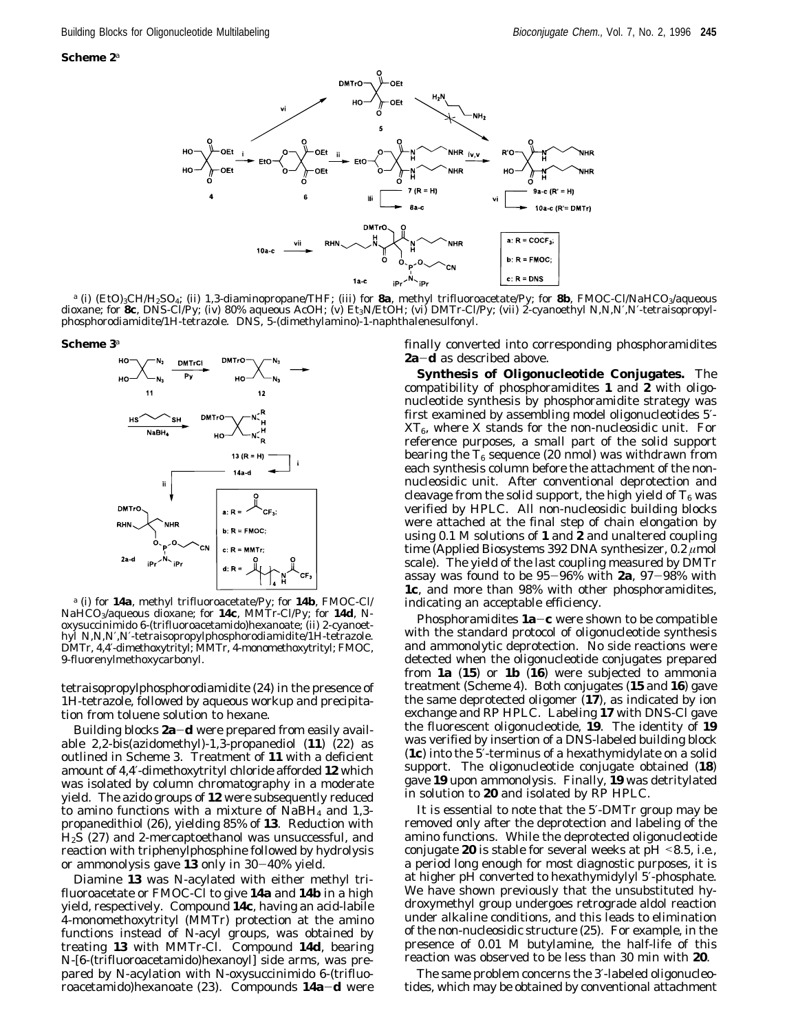**Scheme 2**[a]

[a] (i) $(EtO)_3CH/H_2SO_4$; (ii) 1,3-diaminopropane/THF; (iii) for **8a**, methyl trifluoroacetate/Py; for **8b**, FMOC-Cl/$NaHCO_3$/aqueous dioxane; for **8c**, DNS-Cl/Py; (iv) 80% aqueous AcOH; (v) $Et_3N$/EtOH; (vi) DMTr-Cl/Py; (vii) 2-cyanoethyl N,N,N′,N′-tetraisopropylphosphorodiamidite/1H-tetrazole. DNS, 5-(dimethylamino)-1-naphthalenesulfonyl.

**Scheme 3**[a]

[a] (i) for **14a**, methyl trifluoroacetate/Py; for **14b**, FMOC-Cl/$NaHCO_3$/aqueous dioxane; for **14c**, MMTr-Cl/Py; for **14d**, N-oxysuccinimido 6-(trifluoroacetamido)hexanoate; (ii) 2-cyanoethyl N,N,N′,N′-tetraisopropylphosphorodiamidite/1H-tetrazole. DMTr, 4,4′-dimethoxytrityl; MMTr, 4-monomethoxytrityl; FMOC, 9-fluorenylmethoxycarbonyl.

tetraisopropylphosphorodiamidite (24) in the presence of 1H-tetrazole, followed by aqueous workup and precipitation from toluene solution to hexane.

Building blocks **2a**–**d** were prepared from easily available 2,2-bis(azidomethyl)-1,3-propanediol (**11**) (22) as outlined in Scheme 3. Treatment of **11** with a deficient amount of 4,4′-dimethoxytrityl chloride afforded **12** which was isolated by column chromatography in a moderate yield. The azido groups of **12** were subsequently reduced to amino functions with a mixture of $NaBH_4$ and 1,3-propanedithiol (26), yielding 85% of **13**. Reduction with $H_2S$ (27) and 2-mercaptoethanol was unsuccessful, and reaction with triphenylphosphine followed by hydrolysis or ammonolysis gave **13** only in 30–40% yield.

Diamine **13** was N-acylated with either methyl trifluoroacetate or FMOC-Cl to give **14a** and **14b** in a high yield, respectively. Compound **14c**, having an acid-labile 4-monomethoxytrityl (MMTr) protection at the amino functions instead of N-acyl groups, was obtained by treating **13** with MMTr-Cl. Compound **14d**, bearing N-[6-(trifluoroacetamido)hexanoyl] side arms, was prepared by N-acylation with N-oxysuccinimido 6-(trifluoroacetamido)hexanoate (23). Compounds **14a**–**d** were finally converted into corresponding phosphoramidites **2a**–**d** as described above.

**Synthesis of Oligonucleotide Conjugates.** The compatibility of phosphoramidites **1** and **2** with oligonucleotide synthesis by phosphoramidite strategy was first examined by assembling model oligonucleotides 5′-$XT_6$, where X stands for the non-nucleosidic unit. For reference purposes, a small part of the solid support bearing the $T_6$ sequence (20 nmol) was withdrawn from each synthesis column before the attachment of the non-nucleosidic unit. After conventional deprotection and cleavage from the solid support, the high yield of $T_6$ was verified by HPLC. All non-nucleosidic building blocks were attached at the final step of chain elongation by using 0.1 M solutions of **1** and **2** and unaltered coupling time (Applied Biosystems 392 DNA synthesizer, 0.2 μmol scale). The yield of the last coupling measured by DMTr assay was found to be 95–96% with **2a**, 97–98% with **1c**, and more than 98% with other phosphoramidites, indicating an acceptable efficiency.

Phosphoramidites **1a**–**c** were shown to be compatible with the standard protocol of oligonucleotide synthesis and ammonolytic deprotection. No side reactions were detected when the oligonucleotide conjugates prepared from **1a** (**15**) or **1b** (**16**) were subjected to ammonia treatment (Scheme 4). Both conjugates (**15** and **16**) gave the same deprotected oligomer (**17**), as indicated by ion exchange and RP HPLC. Labeling **17** with DNS-Cl gave the fluorescent oligonucleotide, **19**. The identity of **19** was verified by insertion of a DNS-labeled building block (**1c**) into the 5′-terminus of a hexathymidylate on a solid support. The oligonucleotide conjugate obtained (**18**) gave **19** upon ammonolysis. Finally, **19** was detritylated in solution to **20** and isolated by RP HPLC.

It is essential to note that the 5′-DMTr group may be removed only after the deprotection and labeling of the amino functions. While the deprotected oligonucleotide conjugate **20** is stable for several weeks at pH <8.5, i.e., a period long enough for most diagnostic purposes, it is at higher pH converted to hexathymidylyl 5′-phosphate. We have shown previously that the unsubstituted hydroxymethyl group undergoes retrograde aldol reaction under alkaline conditions, and this leads to elimination of the non-nucleosidic structure (25). For example, in the presence of 0.01 M butylamine, the half-life of this reaction was observed to be less than 30 min with **20**.

The same problem concerns the 3′-labeled oligonucleotides, which may be obtained by conventional attachment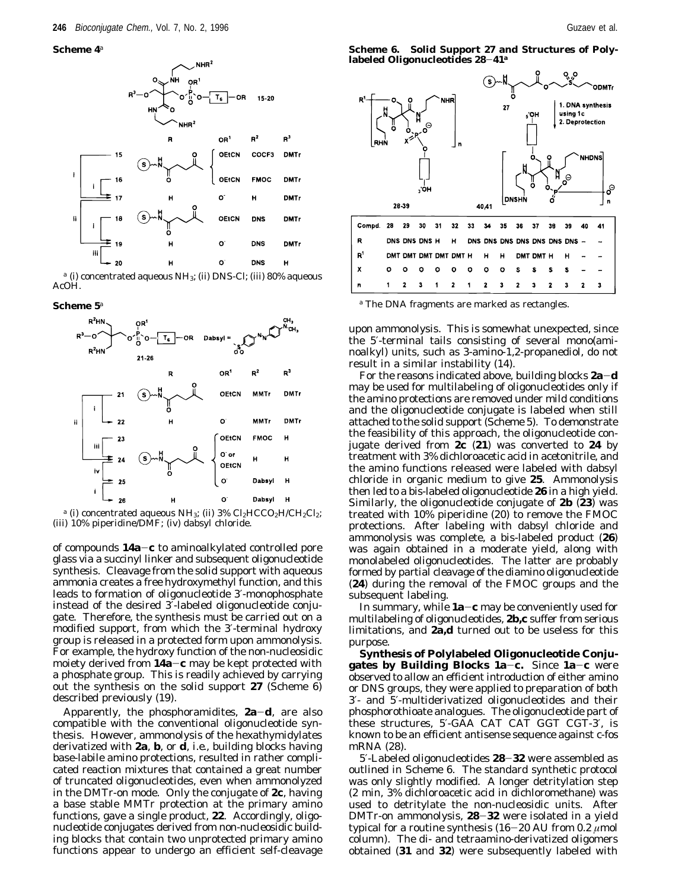**Scheme 4**[a]

| | R | $OR^1$ | $R^2$ | $R^3$ |
|---|---|---|---|---|
| 15 | (S)~NH-CO-CH2CH2-CO- | OEtCN | $COCF_3$ | DMTr |
| 16 | (S)~NH-CO-CH2CH2-CO- | OEtCN | FMOC | DMTr |
| 17 | H | $O^-$ | H | DMTr |
| 18 | (S)~NH-CO-CH2CH2-CO- | OEtCN | DNS | DMTr |
| 19 | H | $O^-$ | DNS | DMTr |
| 20 | H | $O^-$ | DNS | H |

[a] (i) concentrated aqueous $NH_3$; (ii) DNS-Cl; (iii) 80% aqueous AcOH.

**Scheme 5**[a]

| | R | $OR^1$ | $R^2$ | $R^3$ |
|---|---|---|---|---|
| 21 | (S)~NH-CO-CH2CH2-CO- | OEtCN | MMTr | DMTr |
| 22 | H | $O^-$ | MMTr | DMTr |
| 23 | (S)~NH-CO-CH2CH2-CO- | OEtCN | FMOC | H |
| 24 | (S)~NH-CO-CH2CH2-CO- | $O^-$ or OEtCN | H | H |
| 25 | (S)~NH-CO-CH2CH2-CO- | $O^-$ | Dabsyl | H |
| 26 | H | $O^-$ | Dabsyl | H |

[a] (i) concentrated aqueous $NH_3$; (ii) 3% $Cl_2HCCO_2H/CH_2Cl_2$; (iii) 10% piperidine/DMF; (iv) dabsyl chloride.

of compounds **14a**–**c** to aminoalkylated controlled pore glass via a succinyl linker and subsequent oligonucleotide synthesis. Cleavage from the solid support with aqueous ammonia creates a free hydroxymethyl function, and this leads to formation of oligonucleotide 3′-monophosphate instead of the desired 3′-labeled oligonucleotide conjugate. Therefore, the synthesis must be carried out on a modified support, from which the 3′-terminal hydroxy group is released in a protected form upon ammonolysis. For example, the hydroxy function of the non-nucleosidic moiety derived from **14a**–**c** may be kept protected with a phosphate group. This is readily achieved by carrying out the synthesis on the solid support **27** (Scheme 6) described previously (19).

Apparently, the phosphoramidites, **2a**–**d**, are also compatible with the conventional oligonucleotide synthesis. However, ammonolysis of the hexathymidylates derivatized with **2a**, **b**, or **d**, i.e., building blocks having base-labile amino protections, resulted in rather complicated reaction mixtures that contained a great number of truncated oligonucleotides, even when ammonolyzed in the DMTr-on mode. Only the conjugate of **2c**, having a base stable MMTr protection at the primary amino functions, gave a single product, **22**. Accordingly, oligonucleotide conjugates derived from non-nucleosidic building blocks that contain two unprotected primary amino functions appear to undergo an efficient self-cleavage upon ammonolysis. This is somewhat unexpected, since the 5′-terminal tails consisting of several mono(aminoalkyl) units, such as 3-amino-1,2-propanediol, do not result in a similar instability (14).

For the reasons indicated above, building blocks **2a**–**d** may be used for multilabeling of oligonucleotides only if the amino protections are removed under mild conditions and the oligonucleotide conjugate is labeled when still attached to the solid support (Scheme 5). To demonstrate the feasibility of this approach, the oligonucleotide conjugate derived from **2c** (**21**) was converted to **24** by treatment with 3% dichloroacetic acid in acetonitrile, and the amino functions released were labeled with dabsyl chloride in organic medium to give **25**. Ammonolysis then led to a bis-labeled oligonucleotide **26** in a high yield. Similarly, the oligonucleotide conjugate of **2b** (**23**) was treated with 10% piperidine (20) to remove the FMOC protections. After labeling with dabsyl chloride and ammonolysis was complete, a bis-labeled product (**26**) was again obtained in a moderate yield, along with monolabeled oligonucleotides. The latter are probably formed by partial cleavage of the diamino oligonucleotide (**24**) during the removal of the FMOC groups and the subsequent labeling.

In summary, while **1a**–**c** may be conveniently used for multilabeling of oligonucleotides, **2b,c** suffer from serious limitations, and **2a,d** turned out to be useless for this purpose.

**Scheme 6. Solid Support 27 and Structures of Polylabeled Oligonucleotides 28–41**[a]

1. DNA synthesis using 1c
2. Deprotection

| Compd. | 28 | 29 | 30 | 31 | 32 | 33 | 34 | 35 | 36 | 37 | 38 | 39 | 40 | 41 |
|---|---|---|---|---|---|---|---|---|---|---|---|---|---|---|
| R | | DNS | DNS | DNS | H | H | DNS | DNS | DNS | DNS | DNS | DNS | – | – |
| $R^1$ | | DMT | DMT | DMT | DMT | DMT | H | H | H | DMT | DMT | H | H | – | – |
| X | O | O | O | O | O | O | O | O | S | S | S | S | – | – |
| n | 1 | 2 | 3 | 1 | 2 | 1 | 2 | 3 | 2 | 3 | 2 | 3 | 2 | 3 |

[a] The DNA fragments are marked as rectangles.

**Synthesis of Polylabeled Oligonucleotide Conjugates by Building Blocks 1a–c.** Since **1a**–**c** were observed to allow an efficient introduction of either amino or DNS groups, they were applied to preparation of both 3′- and 5′-multiderivatized oligonucleotides and their phosphorothioate analogues. The oligonucleotide part of these structures, 5′-GAA CAT CAT GGT CGT-3′, is known to be an efficient antisense sequence against c-fos mRNA (28).

5′-Labeled oligonucleotides **28**–**32** were assembled as outlined in Scheme 6. The standard synthetic protocol was only slightly modified. A longer detritylation step (2 min, 3% dichloroacetic acid in dichloromethane) was used to detritylate the non-nucleosidic units. After DMTr-on ammonolysis, **28**–**32** were isolated in a yield typical for a routine synthesis (16–20 AU from 0.2 $\mu$mol column). The di- and tetraamino-derivatized oligomers obtained (**31** and **32**) were subsequently labeled with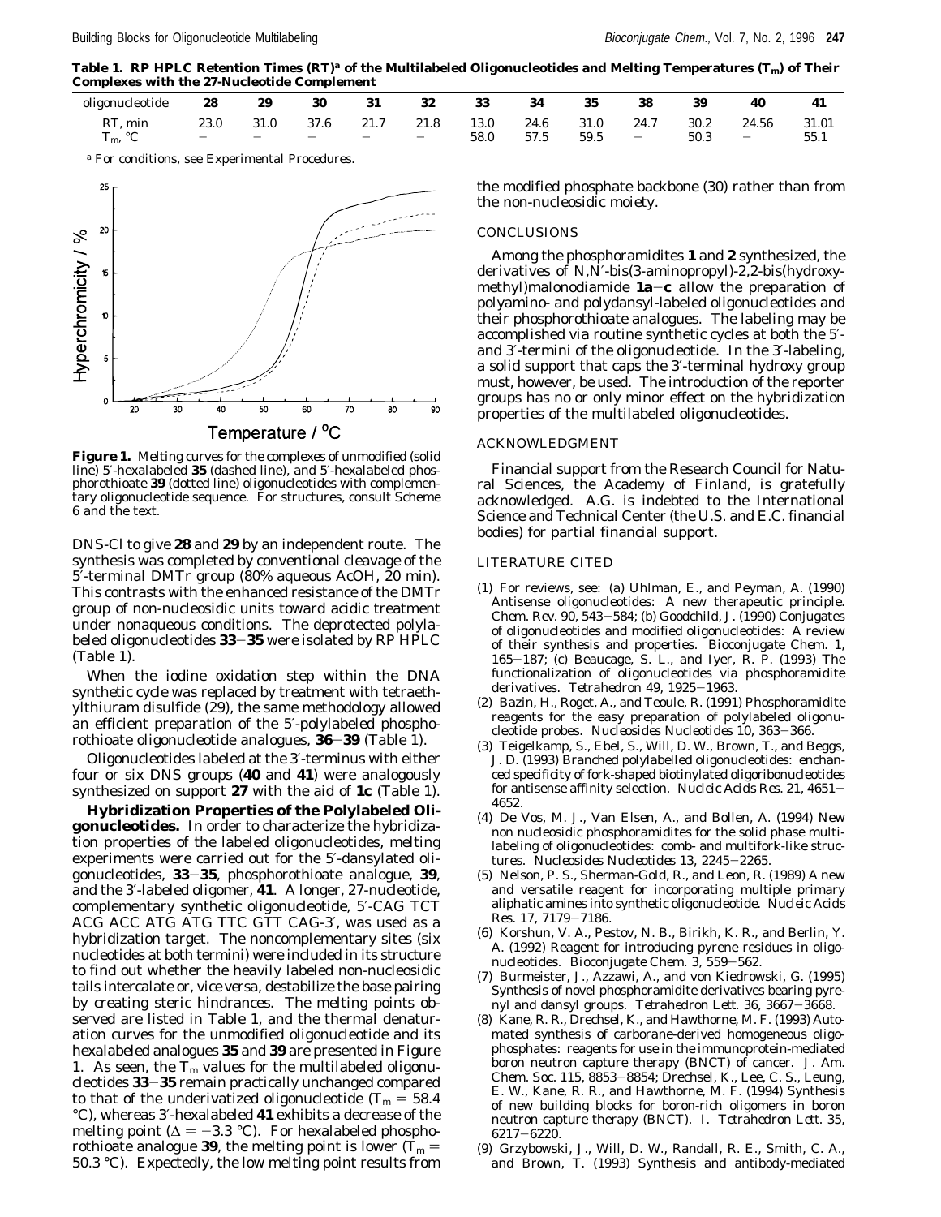**Table 1. RP HPLC Retention Times (RT)[a] of the Multilabeled Oligonucleotides and Melting Temperatures ($T_m$) of Their Complexes with the 27-Nucleotide Complement**

| oligonucleotide | 28 | 29 | 30 | 31 | 32 | 33 | 34 | 35 | 38 | 39 | 40 | 41 |
|---|---|---|---|---|---|---|---|---|---|---|---|---|
| RT, min | 23.0 | 31.0 | 37.6 | 21.7 | 21.8 | 13.0 | 24.6 | 31.0 | 24.7 | 30.2 | 24.56 | 31.01 |
| $T_m$, °C | – | – | – | – | – | 58.0 | 57.5 | 59.5 | – | 50.3 | – | 55.1 |

[a] For conditions, see Experimental Procedures.

Hyperchromicity / %

Temperature / °C

**Figure 1.** Melting curves for the complexes of unmodified (solid line) 5′-hexalabeled **35** (dashed line), and 5′-hexalabeled phosphorothioate **39** (dotted line) oligonucleotides with complementary oligonucleotide sequence. For structures, consult Scheme 6 and the text.

DNS-Cl to give **28** and **29** by an independent route. The synthesis was completed by conventional cleavage of the 5′-terminal DMTr group (80% aqueous AcOH, 20 min). This contrasts with the enhanced resistance of the DMTr group of non-nucleosidic units toward acidic treatment under nonaqueous conditions. The deprotected polylabeled oligonucleotides **33**–**35** were isolated by RP HPLC (Table 1).

When the iodine oxidation step within the DNA synthetic cycle was replaced by treatment with tetraethylthiuram disulfide (29), the same methodology allowed an efficient preparation of the 5′-polylabeled phosphorothioate oligonucleotide analogues, **36**–**39** (Table 1).

Oligonucleotides labeled at the 3′-terminus with either four or six DNS groups (**40** and **41**) were analogously synthesized on support **27** with the aid of **1c** (Table 1).

**Hybridization Properties of the Polylabeled Oligonucleotides.** In order to characterize the hybridization properties of the labeled oligonucleotides, melting experiments were carried out for the 5′-dansylated oligonucleotides, **33**–**35**, phosphorothioate analogue, **39**, and the 3′-labeled oligomer, **41**. A longer, 27-nucleotide, complementary synthetic oligonucleotide, 5′-CAG TCT ACG ACC ATG ATG TTC GTT CAG-3′, was used as a hybridization target. The noncomplementary sites (six nucleotides at both termini) were included in its structure to find out whether the heavily labeled non-nucleosidic tails intercalate or, *vice versa*, destabilize the base pairing by creating steric hindrances. The melting points observed are listed in Table 1, and the thermal denaturation curves for the unmodified oligonucleotide and its hexalabeled analogues **35** and **39** are presented in Figure 1. As seen, the $T_m$ values for the multilabeled oligonucleotides **33**–**35** remain practically unchanged compared to that of the underivatized oligonucleotide ($T_m$ = 58.4 °C), whereas 3′-hexalabeled **41** exhibits a decrease of the melting point ($\Delta = -3.3$ °C). For hexalabeled phosphorothioate analogue **39**, the melting point is lower ($T_m$ = 50.3 °C). Expectedly, the low melting point results from the modified phosphate backbone (30) rather than from the non-nucleosidic moiety.

## CONCLUSIONS

Among the phosphoramidites **1** and **2** synthesized, the derivatives of *N*,*N*′-bis(3-aminopropyl)-2,2-bis(hydroxymethyl)malonodiamide **1a**–**c** allow the preparation of polyamino- and polydansyl-labeled oligonucleotides and their phosphorothioate analogues. The labeling may be accomplished via routine synthetic cycles at both the 5′- and 3′-termini of the oligonucleotide. In the 3′-labeling, a solid support that caps the 3′-terminal hydroxy group must, however, be used. The introduction of the reporter groups has no or only minor effect on the hybridization properties of the multilabeled oligonucleotides.

## ACKNOWLEDGMENT

Financial support from the Research Council for Natural Sciences, the Academy of Finland, is gratefully acknowledged. A.G. is indebted to the International Science and Technical Center (the U.S. and E.C. financial bodies) for partial financial support.

## LITERATURE CITED

(1) For reviews, see: (a) Uhlman, E., and Peyman, A. (1990) Antisense oligonucleotides: A new therapeutic principle. *Chem. Rev. 90*, 543–584; (b) Goodchild, J. (1990) Conjugates of oligonucleotides and modified oligonucleotides: A review of their synthesis and properties. *Bioconjugate Chem. 1*, 165–187; (c) Beaucage, S. L., and Iyer, R. P. (1993) The functionalization of oligonucleotides via phosphoramidite derivatives. *Tetrahedron 49*, 1925–1963.

(2) Bazin, H., Roget, A., and Teoule, R. (1991) Phosphoramidite reagents for the easy preparation of polylabeled oligonucleotide probes. *Nucleosides Nucleotides 10*, 363–366.

(3) Teigelkamp, S., Ebel, S., Will, D. W., Brown, T., and Beggs, J. D. (1993) Branched polylabelled oligonucleotides: enchanced specificity of fork-shaped biotinylated oligoribonucleotides for antisense affinity selection. *Nucleic Acids Res. 21*, 4651–4652.

(4) De Vos, M. J., Van Elsen, A., and Bollen, A. (1994) New non nucleosidic phosphoramidites for the solid phase multilabeling of oligonucleotides: comb- and multifork-like structures. *Nucleosides Nucleotides 13*, 2245–2265.

(5) Nelson, P. S., Sherman-Gold, R., and Leon, R. (1989) A new and versatile reagent for incorporating multiple primary aliphatic amines into synthetic oligonucleotide. *Nucleic Acids Res. 17*, 7179–7186.

(6) Korshun, V. A., Pestov, N. B., Birikh, K. R., and Berlin, Y. A. (1992) Reagent for introducing pyrene residues in oligonucleotides. *Bioconjugate Chem. 3*, 559–562.

(7) Burmeister, J., Azzawi, A., and von Kiedrowski, G. (1995) Synthesis of novel phosphoramidite derivatives bearing pyrenyl and dansyl groups. *Tetrahedron Lett. 36*, 3667–3668.

(8) Kane, R. R., Drechsel, K., and Hawthorne, M. F. (1993) Automated synthesis of carborane-derived homogeneous oligophosphates: reagents for use in the immunoprotein-mediated boron neutron capture therapy (BNCT) of cancer. *J. Am. Chem. Soc. 115*, 8853–8854; Drechsel, K., Lee, C. S., Leung, E. W., Kane, R. R., and Hawthorne, M. F. (1994) Synthesis of new building blocks for boron-rich oligomers in boron neutron capture therapy (BNCT). I. *Tetrahedron Lett. 35*, 6217–6220.

(9) Grzybowski, J., Will, D. W., Randall, R. E., Smith, C. A., and Brown, T. (1993) Synthesis and antibody-mediated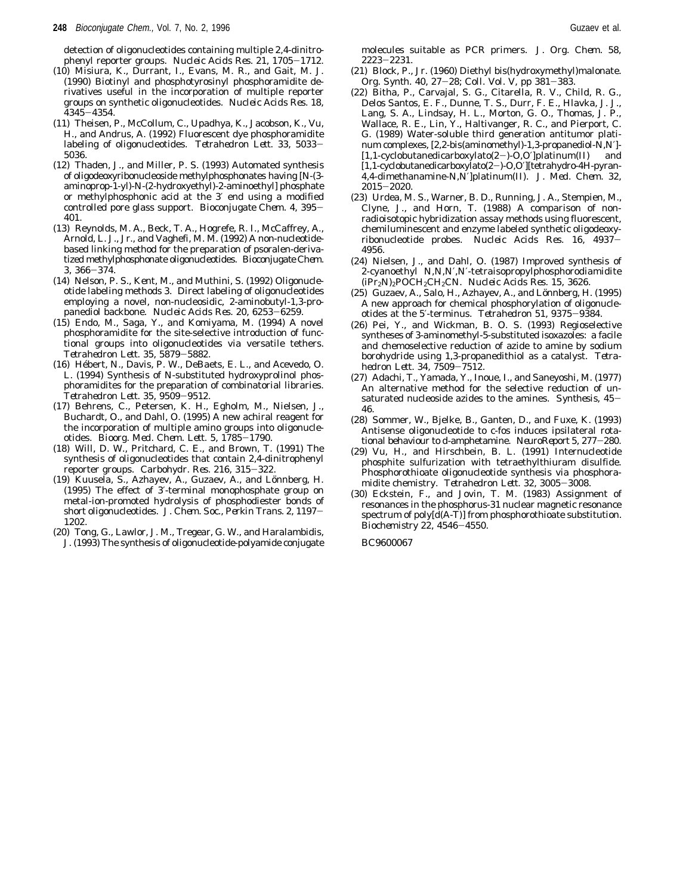detection of oligonucleotides containing multiple 2,4-dinitrophenyl reporter groups. *Nucleic Acids Res. 21*, 1705-1712.

(10) Misiura, K., Durrant, I., Evans, M. R., and Gait, M. J. (1990) Biotinyl and phosphotyrosinyl phosphoramidite derivatives useful in the incorporation of multiple reporter groups on synthetic oligonucleotides. *Nucleic Acids Res. 18*, 4345-4354.

(11) Theisen, P., McCollum, C., Upadhya, K., Jacobson, K., Vu, H., and Andrus, A. (1992) Fluorescent dye phosphoramidite labeling of oligonucleotides. *Tetrahedron Lett. 33*, 5033-5036.

(12) Thaden, J., and Miller, P. S. (1993) Automated synthesis of oligodeoxyribonucleoside methylphosphonates having [*N*-(3-aminoprop-1-yl)-*N*-(2-hydroxyethyl)-2-aminoethyl] phosphate or methylphosphonic acid at the 3′ end using a modified controlled pore glass support. *Bioconjugate Chem. 4*, 395-401.

(13) Reynolds, M. A., Beck, T. A., Hogrefe, R. I., McCaffrey, A., Arnold, L. J., Jr., and Vaghefi, M. M. (1992) A non-nucleotide-based linking method for the preparation of psoralen-derivatized methylphosphonate oligonucleotides. *Bioconjugate Chem. 3*, 366-374.

(14) Nelson, P. S., Kent, M., and Muthini, S. (1992) Oligonucleotide labeling methods 3. Direct labeling of oligonucleotides employing a novel, non-nucleosidic, 2-aminobutyl-1,3-propanediol backbone. *Nucleic Acids Res. 20*, 6253-6259.

(15) Endo, M., Saga, Y., and Komiyama, M. (1994) A novel phosphoramidite for the site-selective introduction of functional groups into oligonucleotides via versatile tethers. *Tetrahedron Lett. 35*, 5879-5882.

(16) Hébert, N., Davis, P. W., DeBaets, E. L., and Acevedo, O. L. (1994) Synthesis of *N*-substituted hydroxyprolinol phosphoramidites for the preparation of combinatorial libraries. *Tetrahedron Lett. 35*, 9509-9512.

(17) Behrens, C., Petersen, K. H., Egholm, M., Nielsen, J., Buchardt, O., and Dahl, O. (1995) A new achiral reagent for the incorporation of multiple amino groups into oligonucleotides. *Bioorg. Med. Chem. Lett. 5*, 1785-1790.

(18) Will, D. W., Pritchard, C. E., and Brown, T. (1991) The synthesis of oligonucleotides that contain 2,4-dinitrophenyl reporter groups. *Carbohydr. Res. 216*, 315-322.

(19) Kuusela, S., Azhayev, A., Guzaev, A., and Lönnberg, H. (1995) The effect of 3′-terminal monophosphate group on metal-ion-promoted hydrolysis of phosphodiester bonds of short oligonucleotides. *J. Chem. Soc., Perkin Trans. 2*, 1197-1202.

(20) Tong, G., Lawlor, J. M., Tregear, G. W., and Haralambidis, J. (1993) The synthesis of oligonucleotide-polyamide conjugate molecules suitable as PCR primers. *J. Org. Chem. 58*, 2223-2231.

(21) Block, P., Jr. (1960) Diethyl bis(hydroxymethyl)malonate. *Org. Synth. 40*, 27-28; *Coll. Vol. V*, pp 381-383.

(22) Bitha, P., Carvajal, S. G., Citarella, R. V., Child, R. G., Delos Santos, E. F., Dunne, T. S., Durr, F. E., Hlavka, J. J., Lang, S. A., Lindsay, H. L., Morton, G. O., Thomas, J. P., Wallace, R. E., Lin, Y., Haltivanger, R. C., and Pierport, C. G. (1989) Water-soluble third generation antitumor platinum complexes, [2,2-bis(aminomethyl)-1,3-propanediol-*N*,*N*′]-[1,1-cyclobutanedicarboxylato(2-)-*O*,*O*′]platinum(II) and [1,1-cyclobutanedicarboxylato(2-)-*O*,*O*′][tetrahydro-4*H*-pyran-4,4-dimethanamine-*N*,*N*′]platinum(II). *J. Med. Chem. 32*, 2015-2020.

(23) Urdea, M. S., Warner, B. D., Running, J. A., Stempien, M., Clyne, J., and Horn, T. (1988) A comparison of non-radioisotopic hybridization assay methods using fluorescent, chemiluminescent and enzyme labeled synthetic oligodeoxyribonucleotide probes. *Nucleic Acids Res. 16*, 4937-4956.

(24) Nielsen, J., and Dahl, O. (1987) Improved synthesis of 2-cyanoethyl *N*,*N*,*N*′,*N*′-tetraisopropylphosphorodiamidite $(iPr_2N)_2POCH_2CH_2CN$. *Nucleic Acids Res. 15*, 3626.

(25) Guzaev, A., Salo, H., Azhayev, A., and Lönnberg, H. (1995) A new approach for chemical phosphorylation of oligonucleotides at the 5′-terminus. *Tetrahedron 51*, 9375-9384.

(26) Pei, Y., and Wickman, B. O. S. (1993) Regioselective syntheses of 3-aminomethyl-5-substituted isoxazoles: a facile and chemoselective reduction of azide to amine by sodium borohydride using 1,3-propanedithiol as a catalyst. *Tetrahedron Lett. 34*, 7509-7512.

(27) Adachi, T., Yamada, Y., Inoue, I., and Saneyoshi, M. (1977) An alternative method for the selective reduction of unsaturated nucleoside azides to the amines. *Synthesis*, 45-46.

(28) Sommer, W., Bjelke, B., Ganten, D., and Fuxe, K. (1993) Antisense oligonucleotide to c-fos induces ipsilateral rotational behaviour to d-amphetamine. *NeuroReport 5*, 277-280.

(29) Vu, H., and Hirschbein, B. L. (1991) Internucleotide phosphite sulfurization with tetraethylthiuram disulfide. Phosphorothioate oligonucleotide synthesis via phosphoramidite chemistry. *Tetrahedron Lett. 32*, 3005-3008.

(30) Eckstein, F., and Jovin, T. M. (1983) Assignment of resonances in the phosphorus-31 nuclear magnetic resonance spectrum of poly[d(A-T)] from phosphorothioate substitution. *Biochemistry 22*, 4546-4550.

BC9600067